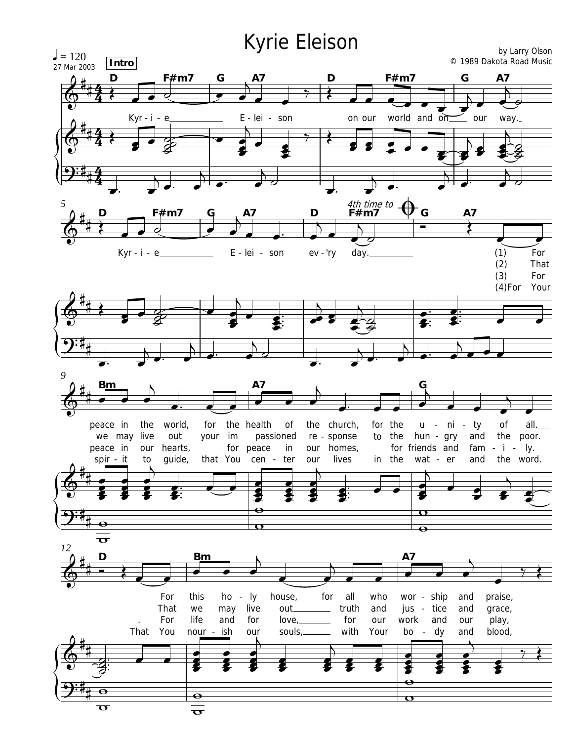# Kyrie Eleison

♩ = 120
27 Mar 2003

by Larry Olson
© 1989 Dakota Road Music

**Intro**

D F#m7 G A7 D F#m7 G A7
Kyr - i - e E - lei - son on our world and on our way.

D F#m7 G A7 D F#m7 *4th time to* 𝄌 G A7
Kyr - i - e E - lei - son ev - 'ry day.

(1) For
(2) That
(3) For
(4) For Your

Bm A7 G
(1) peace in the world, for the health of the church, for the u - ni - ty of all.
(2) we may live out your im passioned re - sponse to the hun - gry and the poor.
(3) peace in our hearts, for peace in our homes, for friends and fam - i - ly.
(4) spir - it to guide, that You cen - ter our lives in the wat - er and the word.

D Bm A7
(1) For this ho - ly house, for all who wor - ship and praise,
(2) That we may live out truth and jus - tice and grace,
(3) . For life and for love, for our work and our play,
(4) That You nour - ish our souls, with Your bo - dy and blood,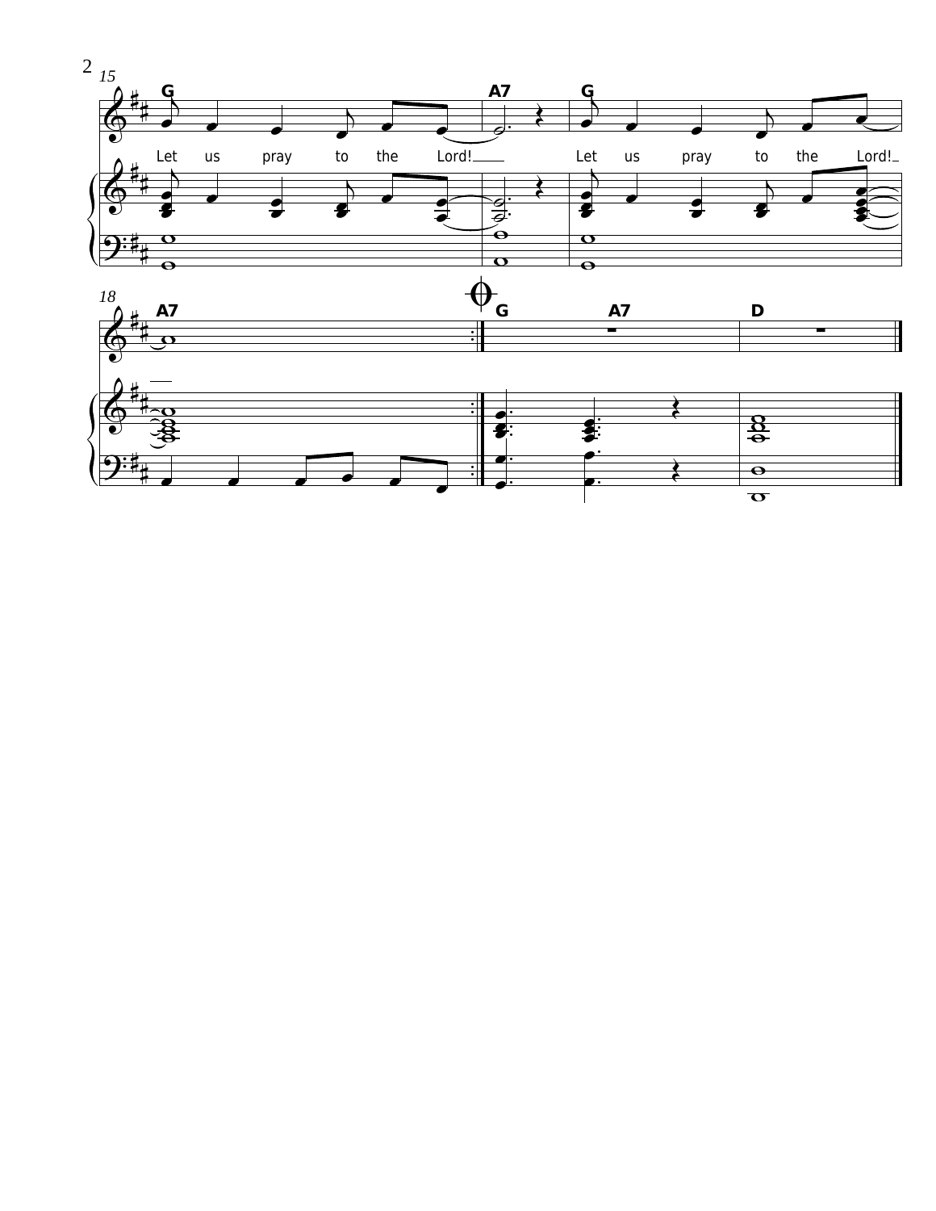15

G A7 G

Let us pray to the Lord! Let us pray to the Lord!

18

A7 G A7 D